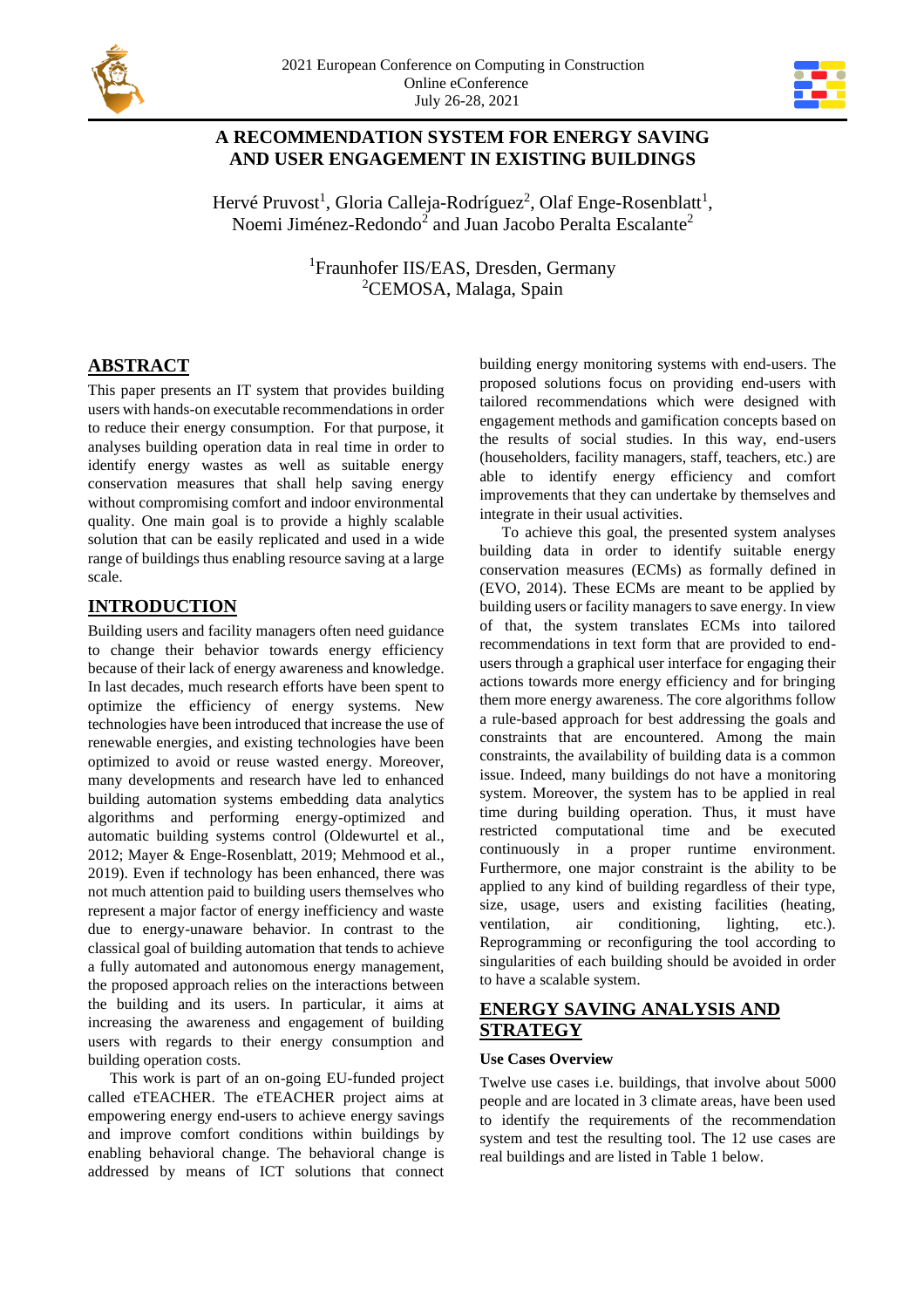# A RECOMMENDATION SYSTEM FOR ENERGY SAVING AND USER ENGAGEMENT IN EXISTING BUILDINGS

Hervé Pruvost[1], Gloria Calleja-Rodríguez[2], Olaf Enge-Rosenblatt[1], Noemi Jiménez-Redondo[2] and Juan Jacobo Peralta Escalante[2]

[1]Fraunhofer IIS/EAS, Dresden, Germany
[2]CEMOSA, Malaga, Spain

## ABSTRACT

This paper presents an IT system that provides building users with hands-on executable recommendations in order to reduce their energy consumption. For that purpose, it analyses building operation data in real time in order to identify energy wastes as well as suitable energy conservation measures that shall help saving energy without compromising comfort and indoor environmental quality. One main goal is to provide a highly scalable solution that can be easily replicated and used in a wide range of buildings thus enabling resource saving at a large scale.

## INTRODUCTION

Building users and facility managers often need guidance to change their behavior towards energy efficiency because of their lack of energy awareness and knowledge. In last decades, much research efforts have been spent to optimize the efficiency of energy systems. New technologies have been introduced that increase the use of renewable energies, and existing technologies have been optimized to avoid or reuse wasted energy. Moreover, many developments and research have led to enhanced building automation systems embedding data analytics algorithms and performing energy-optimized and automatic building systems control (Oldewurtel et al., 2012; Mayer & Enge-Rosenblatt, 2019; Mehmood et al., 2019). Even if technology has been enhanced, there was not much attention paid to building users themselves who represent a major factor of energy inefficiency and waste due to energy-unaware behavior. In contrast to the classical goal of building automation that tends to achieve a fully automated and autonomous energy management, the proposed approach relies on the interactions between the building and its users. In particular, it aims at increasing the awareness and engagement of building users with regards to their energy consumption and building operation costs.

This work is part of an on-going EU-funded project called eTEACHER. The eTEACHER project aims at empowering energy end-users to achieve energy savings and improve comfort conditions within buildings by enabling behavioral change. The behavioral change is addressed by means of ICT solutions that connect building energy monitoring systems with end-users. The proposed solutions focus on providing end-users with tailored recommendations which were designed with engagement methods and gamification concepts based on the results of social studies. In this way, end-users (householders, facility managers, staff, teachers, etc.) are able to identify energy efficiency and comfort improvements that they can undertake by themselves and integrate in their usual activities.

To achieve this goal, the presented system analyses building data in order to identify suitable energy conservation measures (ECMs) as formally defined in (EVO, 2014). These ECMs are meant to be applied by building users or facility managers to save energy. In view of that, the system translates ECMs into tailored recommendations in text form that are provided to end-users through a graphical user interface for engaging their actions towards more energy efficiency and for bringing them more energy awareness. The core algorithms follow a rule-based approach for best addressing the goals and constraints that are encountered. Among the main constraints, the availability of building data is a common issue. Indeed, many buildings do not have a monitoring system. Moreover, the system has to be applied in real time during building operation. Thus, it must have restricted computational time and be executed continuously in a proper runtime environment. Furthermore, one major constraint is the ability to be applied to any kind of building regardless of their type, size, usage, users and existing facilities (heating, ventilation, air conditioning, lighting, etc.). Reprogramming or reconfiguring the tool according to singularities of each building should be avoided in order to have a scalable system.

## ENERGY SAVING ANALYSIS AND STRATEGY

### Use Cases Overview

Twelve use cases i.e. buildings, that involve about 5000 people and are located in 3 climate areas, have been used to identify the requirements of the recommendation system and test the resulting tool. The 12 use cases are real buildings and are listed in Table 1 below.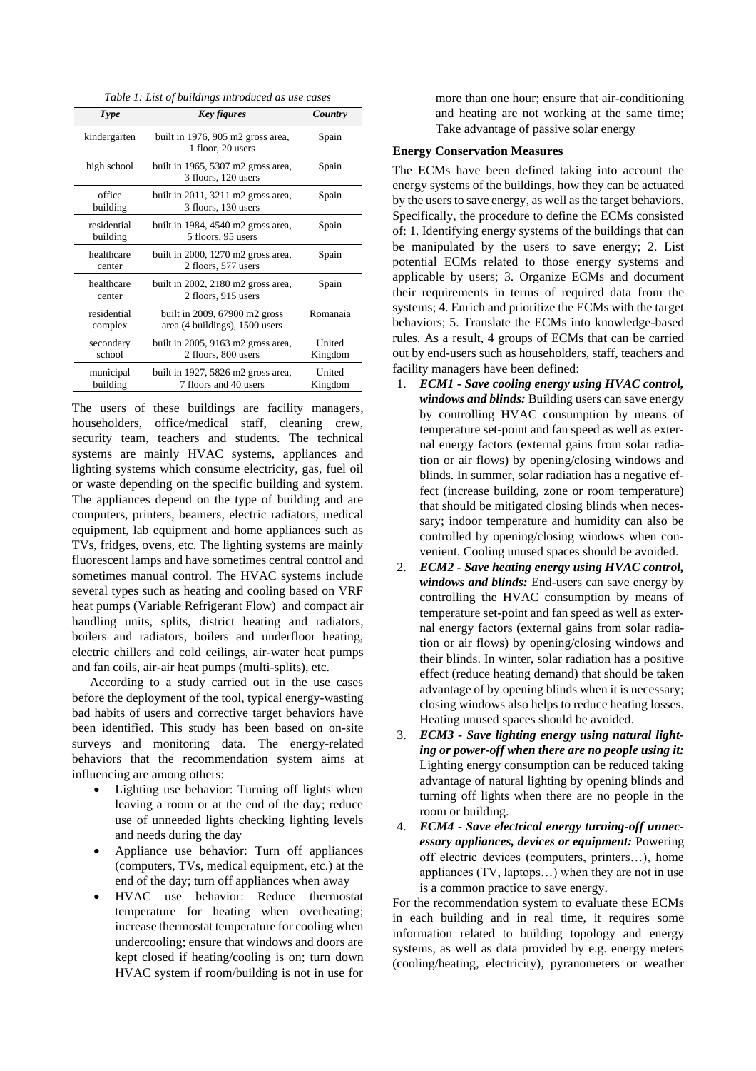*Table 1: List of buildings introduced as use cases*

| *Type* | *Key figures* | *Country* |
|---|---|---|
| kindergarten | built in 1976, 905 m2 gross area, 1 floor, 20 users | Spain |
| high school | built in 1965, 5307 m2 gross area, 3 floors, 120 users | Spain |
| office building | built in 2011, 3211 m2 gross area, 3 floors, 130 users | Spain |
| residential building | built in 1984, 4540 m2 gross area, 5 floors, 95 users | Spain |
| healthcare center | built in 2000, 1270 m2 gross area, 2 floors, 577 users | Spain |
| healthcare center | built in 2002, 2180 m2 gross area, 2 floors, 915 users | Spain |
| residential complex | built in 2009, 67900 m2 gross area (4 buildings), 1500 users | Romanaia |
| secondary school | built in 2005, 9163 m2 gross area, 2 floors, 800 users | United Kingdom |
| municipal building | built in 1927, 5826 m2 gross area, 7 floors and 40 users | United Kingdom |

The users of these buildings are facility managers, householders, office/medical staff, cleaning crew, security team, teachers and students. The technical systems are mainly HVAC systems, appliances and lighting systems which consume electricity, gas, fuel oil or waste depending on the specific building and system. The appliances depend on the type of building and are computers, printers, beamers, electric radiators, medical equipment, lab equipment and home appliances such as TVs, fridges, ovens, etc. The lighting systems are mainly fluorescent lamps and have sometimes central control and sometimes manual control. The HVAC systems include several types such as heating and cooling based on VRF heat pumps (Variable Refrigerant Flow) and compact air handling units, splits, district heating and radiators, boilers and radiators, boilers and underfloor heating, electric chillers and cold ceilings, air-water heat pumps and fan coils, air-air heat pumps (multi-splits), etc.

According to a study carried out in the use cases before the deployment of the tool, typical energy-wasting bad habits of users and corrective target behaviors have been identified. This study has been based on on-site surveys and monitoring data. The energy-related behaviors that the recommendation system aims at influencing are among others:

- Lighting use behavior: Turning off lights when leaving a room or at the end of the day; reduce use of unneeded lights checking lighting levels and needs during the day
- Appliance use behavior: Turn off appliances (computers, TVs, medical equipment, etc.) at the end of the day; turn off appliances when away
- HVAC use behavior: Reduce thermostat temperature for heating when overheating; increase thermostat temperature for cooling when undercooling; ensure that windows and doors are kept closed if heating/cooling is on; turn down HVAC system if room/building is not in use for more than one hour; ensure that air-conditioning and heating are not working at the same time; Take advantage of passive solar energy

**Energy Conservation Measures**

The ECMs have been defined taking into account the energy systems of the buildings, how they can be actuated by the users to save energy, as well as the target behaviors. Specifically, the procedure to define the ECMs consisted of: 1. Identifying energy systems of the buildings that can be manipulated by the users to save energy; 2. List potential ECMs related to those energy systems and applicable by users; 3. Organize ECMs and document their requirements in terms of required data from the systems; 4. Enrich and prioritize the ECMs with the target behaviors; 5. Translate the ECMs into knowledge-based rules. As a result, 4 groups of ECMs that can be carried out by end-users such as householders, staff, teachers and facility managers have been defined:

1. ***ECM1 - Save cooling energy using HVAC control, windows and blinds:*** Building users can save energy by controlling HVAC consumption by means of temperature set-point and fan speed as well as external energy factors (external gains from solar radiation or air flows) by opening/closing windows and blinds. In summer, solar radiation has a negative effect (increase building, zone or room temperature) that should be mitigated closing blinds when necessary; indoor temperature and humidity can also be controlled by opening/closing windows when convenient. Cooling unused spaces should be avoided.
2. ***ECM2 - Save heating energy using HVAC control, windows and blinds:*** End-users can save energy by controlling the HVAC consumption by means of temperature set-point and fan speed as well as external energy factors (external gains from solar radiation or air flows) by opening/closing windows and their blinds. In winter, solar radiation has a positive effect (reduce heating demand) that should be taken advantage of by opening blinds when it is necessary; closing windows also helps to reduce heating losses. Heating unused spaces should be avoided.
3. ***ECM3 - Save lighting energy using natural lighting or power-off when there are no people using it:*** Lighting energy consumption can be reduced taking advantage of natural lighting by opening blinds and turning off lights when there are no people in the room or building.
4. ***ECM4 - Save electrical energy turning-off unnecessary appliances, devices or equipment:*** Powering off electric devices (computers, printers…), home appliances (TV, laptops…) when they are not in use is a common practice to save energy.

For the recommendation system to evaluate these ECMs in each building and in real time, it requires some information related to building topology and energy systems, as well as data provided by e.g. energy meters (cooling/heating, electricity), pyranometers or weather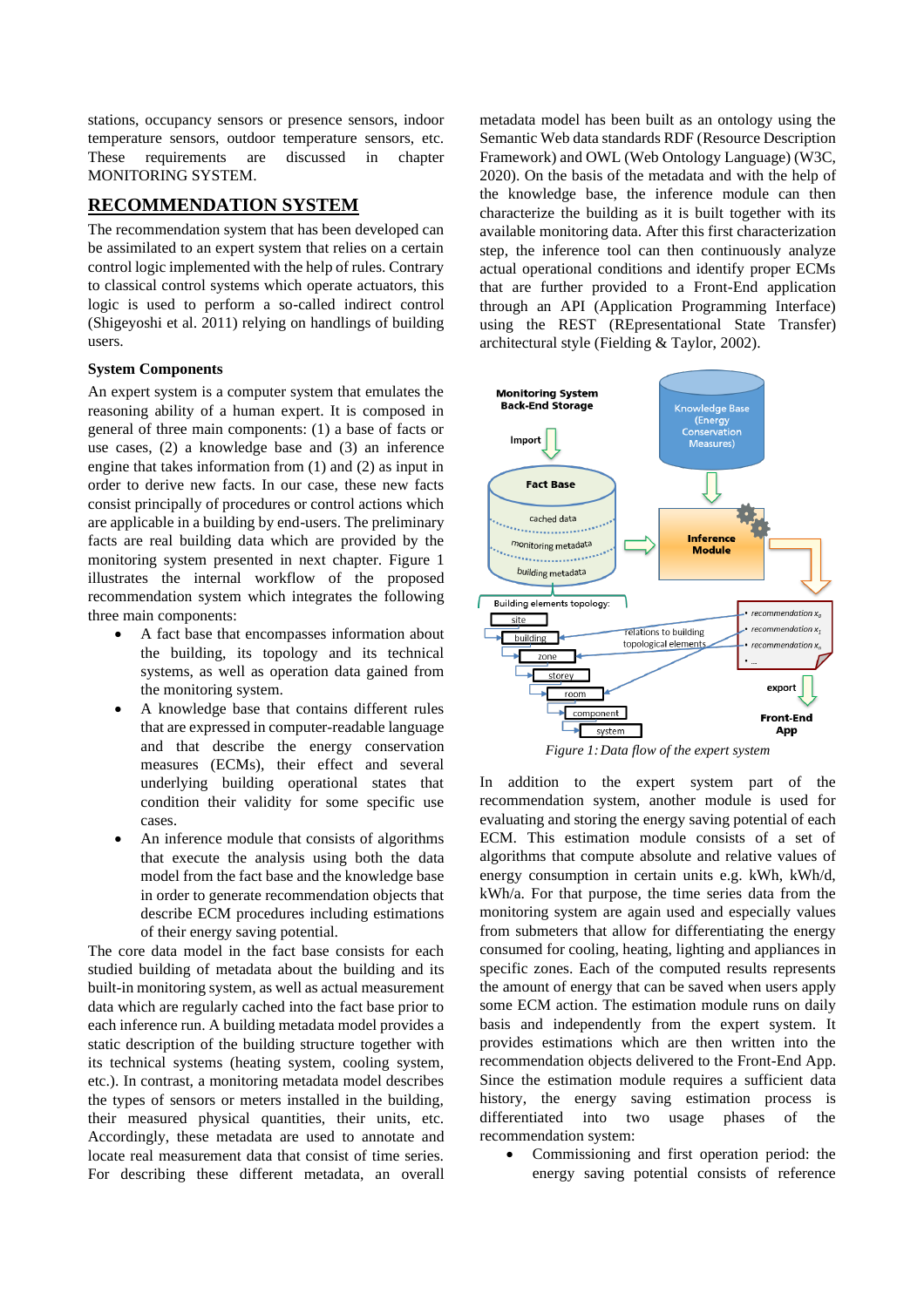stations, occupancy sensors or presence sensors, indoor temperature sensors, outdoor temperature sensors, etc. These requirements are discussed in chapter MONITORING SYSTEM.

## RECOMMENDATION SYSTEM

The recommendation system that has been developed can be assimilated to an expert system that relies on a certain control logic implemented with the help of rules. Contrary to classical control systems which operate actuators, this logic is used to perform a so-called indirect control (Shigeyoshi et al. 2011) relying on handlings of building users.

### System Components

An expert system is a computer system that emulates the reasoning ability of a human expert. It is composed in general of three main components: (1) a base of facts or use cases, (2) a knowledge base and (3) an inference engine that takes information from (1) and (2) as input in order to derive new facts. In our case, these new facts consist principally of procedures or control actions which are applicable in a building by end-users. The preliminary facts are real building data which are provided by the monitoring system presented in next chapter. Figure 1 illustrates the internal workflow of the proposed recommendation system which integrates the following three main components:

- A fact base that encompasses information about the building, its topology and its technical systems, as well as operation data gained from the monitoring system.
- A knowledge base that contains different rules that are expressed in computer-readable language and that describe the energy conservation measures (ECMs), their effect and several underlying building operational states that condition their validity for some specific use cases.
- An inference module that consists of algorithms that execute the analysis using both the data model from the fact base and the knowledge base in order to generate recommendation objects that describe ECM procedures including estimations of their energy saving potential.

The core data model in the fact base consists for each studied building of metadata about the building and its built-in monitoring system, as well as actual measurement data which are regularly cached into the fact base prior to each inference run. A building metadata model provides a static description of the building structure together with its technical systems (heating system, cooling system, etc.). In contrast, a monitoring metadata model describes the types of sensors or meters installed in the building, their measured physical quantities, their units, etc. Accordingly, these metadata are used to annotate and locate real measurement data that consist of time series. For describing these different metadata, an overall metadata model has been built as an ontology using the Semantic Web data standards RDF (Resource Description Framework) and OWL (Web Ontology Language) (W3C, 2020). On the basis of the metadata and with the help of the knowledge base, the inference module can then characterize the building as it is built together with its available monitoring data. After this first characterization step, the inference tool can then continuously analyze actual operational conditions and identify proper ECMs that are further provided to a Front-End application through an API (Application Programming Interface) using the REST (REpresentational State Transfer) architectural style (Fielding & Taylor, 2002).

*Figure 1: Data flow of the expert system*

In addition to the expert system part of the recommendation system, another module is used for evaluating and storing the energy saving potential of each ECM. This estimation module consists of a set of algorithms that compute absolute and relative values of energy consumption in certain units e.g. kWh, kWh/d, kWh/a. For that purpose, the time series data from the monitoring system are again used and especially values from submeters that allow for differentiating the energy consumed for cooling, heating, lighting and appliances in specific zones. Each of the computed results represents the amount of energy that can be saved when users apply some ECM action. The estimation module runs on daily basis and independently from the expert system. It provides estimations which are then written into the recommendation objects delivered to the Front-End App. Since the estimation module requires a sufficient data history, the energy saving estimation process is differentiated into two usage phases of the recommendation system:

- Commissioning and first operation period: the energy saving potential consists of reference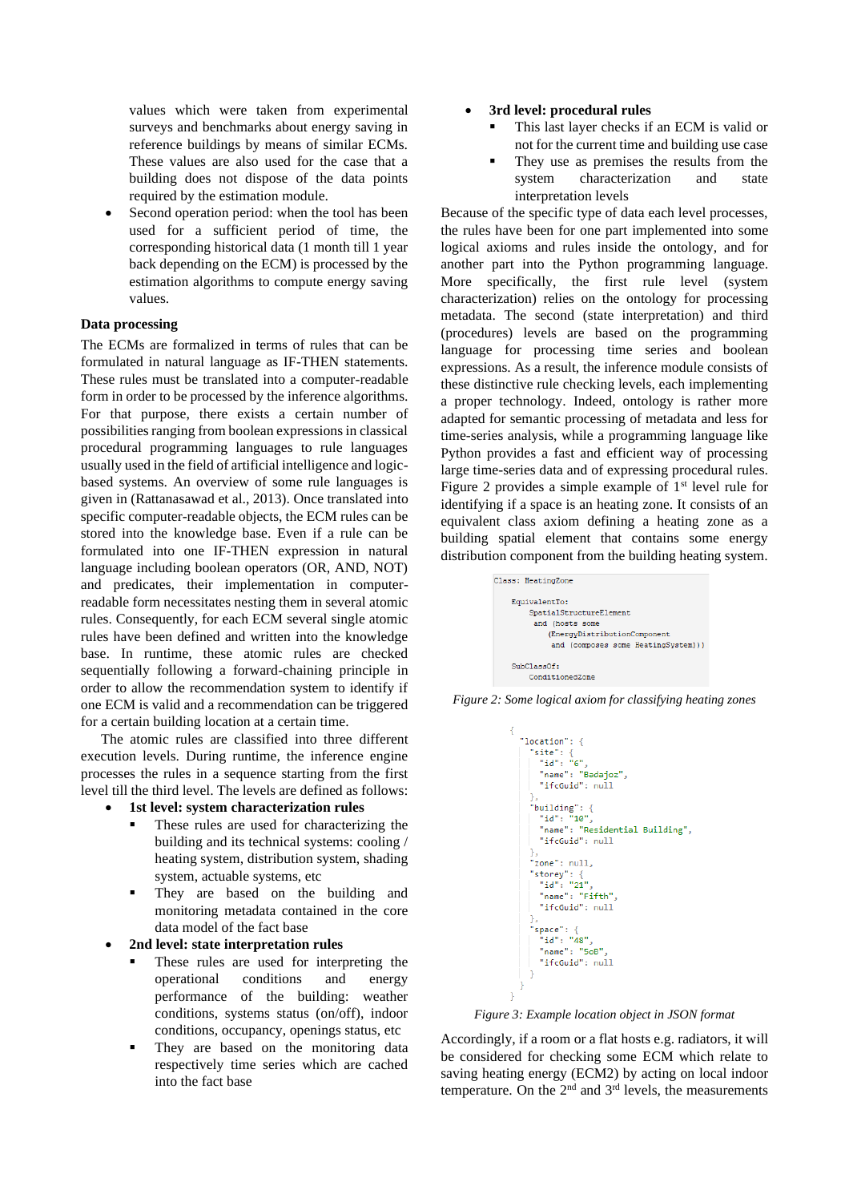values which were taken from experimental surveys and benchmarks about energy saving in reference buildings by means of similar ECMs. These values are also used for the case that a building does not dispose of the data points required by the estimation module.

- Second operation period: when the tool has been used for a sufficient period of time, the corresponding historical data (1 month till 1 year back depending on the ECM) is processed by the estimation algorithms to compute energy saving values.

**Data processing**

The ECMs are formalized in terms of rules that can be formulated in natural language as IF-THEN statements. These rules must be translated into a computer-readable form in order to be processed by the inference algorithms. For that purpose, there exists a certain number of possibilities ranging from boolean expressions in classical procedural programming languages to rule languages usually used in the field of artificial intelligence and logic-based systems. An overview of some rule languages is given in (Rattanasawad et al., 2013). Once translated into specific computer-readable objects, the ECM rules can be stored into the knowledge base. Even if a rule can be formulated into one IF-THEN expression in natural language including boolean operators (OR, AND, NOT) and predicates, their implementation in computer-readable form necessitates nesting them in several atomic rules. Consequently, for each ECM several single atomic rules have been defined and written into the knowledge base. In runtime, these atomic rules are checked sequentially following a forward-chaining principle in order to allow the recommendation system to identify if one ECM is valid and a recommendation can be triggered for a certain building location at a certain time.

The atomic rules are classified into three different execution levels. During runtime, the inference engine processes the rules in a sequence starting from the first level till the third level. The levels are defined as follows:

- **1st level: system characterization rules**
  - These rules are used for characterizing the building and its technical systems: cooling / heating system, distribution system, shading system, actuable systems, etc
  - They are based on the building and monitoring metadata contained in the core data model of the fact base
- **2nd level: state interpretation rules**
  - These rules are used for interpreting the operational conditions and energy performance of the building: weather conditions, systems status (on/off), indoor conditions, occupancy, openings status, etc
  - They are based on the monitoring data respectively time series which are cached into the fact base
- **3rd level: procedural rules**
  - This last layer checks if an ECM is valid or not for the current time and building use case
  - They use as premises the results from the system characterization and state interpretation levels

Because of the specific type of data each level processes, the rules have been for one part implemented into some logical axioms and rules inside the ontology, and for another part into the Python programming language. More specifically, the first rule level (system characterization) relies on the ontology for processing metadata. The second (state interpretation) and third (procedures) levels are based on the programming language for processing time series and boolean expressions. As a result, the inference module consists of these distinctive rule checking levels, each implementing a proper technology. Indeed, ontology is rather more adapted for semantic processing of metadata and less for time-series analysis, while a programming language like Python provides a fast and efficient way of processing large time-series data and of expressing procedural rules. Figure 2 provides a simple example of 1st level rule for identifying if a space is an heating zone. It consists of an equivalent class axiom defining a heating zone as a building spatial element that contains some energy distribution component from the building heating system.

```
Class: HeatingZone

    EquivalentTo:
        SpatialStructureElement
         and (hosts some
             (EnergyDistributionComponent
              and (composes some HeatingSystem)))

    SubClassOf:
        ConditionedZone
```

*Figure 2: Some logical axiom for classifying heating zones*

```
{
  "location": {
    "site": {
      "id": "6",
      "name": "Badajoz",
      "ifcGuid": null
    },
    "building": {
      "id": "10",
      "name": "Residential Building",
      "ifcGuid": null
    },
    "zone": null,
    "storey": {
      "id": "21",
      "name": "Fifth",
      "ifcGuid": null
    },
    "space": {
      "id": "48",
      "name": "5oB",
      "ifcGuid": null
    }
  }
}
```

*Figure 3: Example location object in JSON format*

Accordingly, if a room or a flat hosts e.g. radiators, it will be considered for checking some ECM which relate to saving heating energy (ECM2) by acting on local indoor temperature. On the 2nd and 3rd levels, the measurements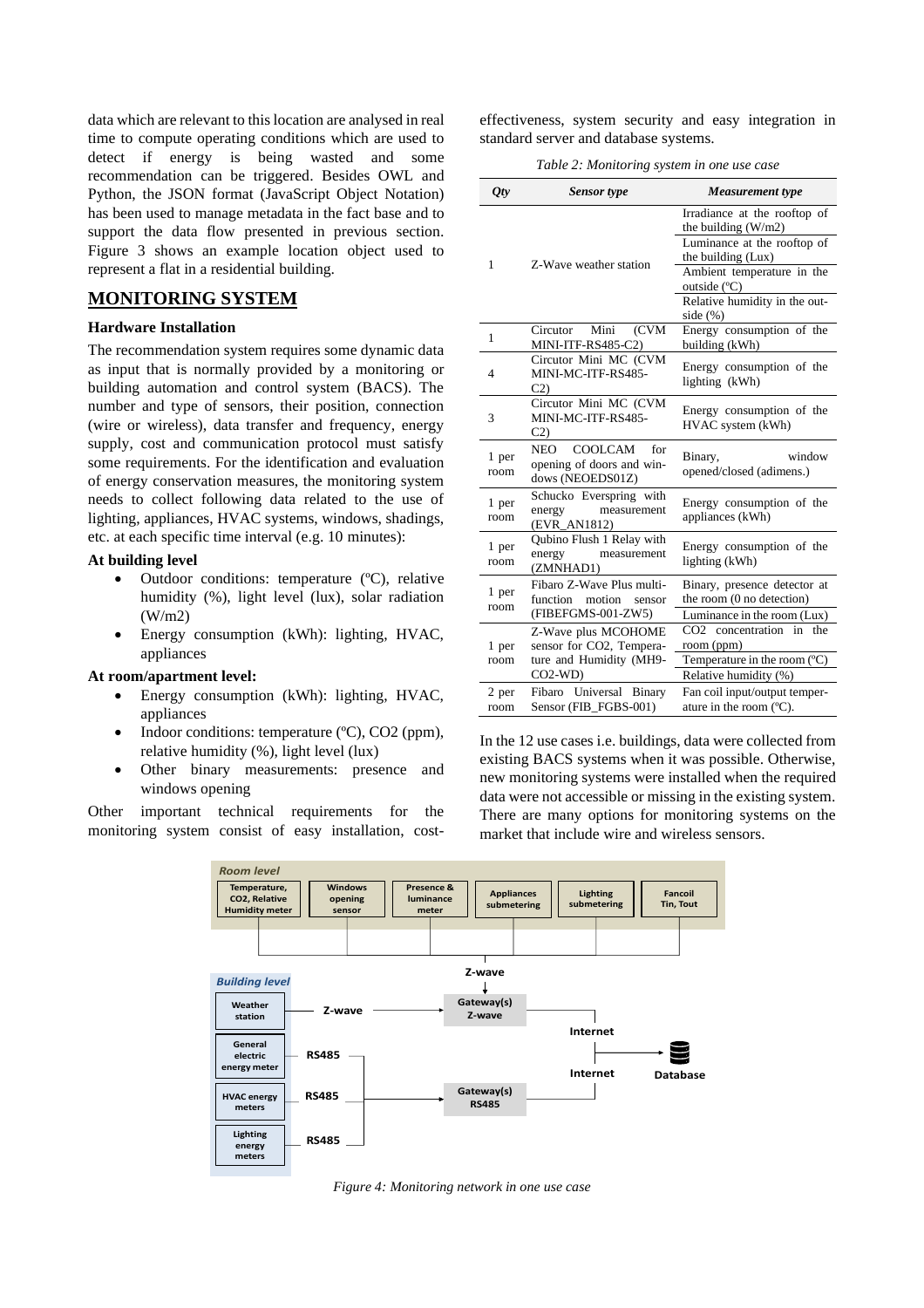data which are relevant to this location are analysed in real time to compute operating conditions which are used to detect if energy is being wasted and some recommendation can be triggered. Besides OWL and Python, the JSON format (JavaScript Object Notation) has been used to manage metadata in the fact base and to support the data flow presented in previous section. Figure 3 shows an example location object used to represent a flat in a residential building.

## MONITORING SYSTEM

### Hardware Installation

The recommendation system requires some dynamic data as input that is normally provided by a monitoring or building automation and control system (BACS). The number and type of sensors, their position, connection (wire or wireless), data transfer and frequency, energy supply, cost and communication protocol must satisfy some requirements. For the identification and evaluation of energy conservation measures, the monitoring system needs to collect following data related to the use of lighting, appliances, HVAC systems, windows, shadings, etc. at each specific time interval (e.g. 10 minutes):

**At building level**

- Outdoor conditions: temperature (ºC), relative humidity (%), light level (lux), solar radiation (W/m2)
- Energy consumption (kWh): lighting, HVAC, appliances

**At room/apartment level:**

- Energy consumption (kWh): lighting, HVAC, appliances
- Indoor conditions: temperature (ºC), CO2 (ppm), relative humidity (%), light level (lux)
- Other binary measurements: presence and windows opening

Other important technical requirements for the monitoring system consist of easy installation, cost-effectiveness, system security and easy integration in standard server and database systems.

*Table 2: Monitoring system in one use case*

| *Qty* | *Sensor type* | *Measurement type* |
|---|---|---|
| 1 | Z-Wave weather station | Irradiance at the rooftop of the building (W/m2) |
| | | Luminance at the rooftop of the building (Lux) |
| | | Ambient temperature in the outside (ºC) |
| | | Relative humidity in the outside (%) |
| 1 | Circutor Mini (CVM MINI-ITF-RS485-C2) | Energy consumption of the building (kWh) |
| 4 | Circutor Mini MC (CVM MINI-MC-ITF-RS485-C2) | Energy consumption of the lighting (kWh) |
| 3 | Circutor Mini MC (CVM MINI-MC-ITF-RS485-C2) | Energy consumption of the HVAC system (kWh) |
| 1 per room | NEO COOLCAM for opening of doors and windows (NEOEDS01Z) | Binary, window opened/closed (adimens.) |
| 1 per room | Schucko Everspring with energy measurement (EVR_AN1812) | Energy consumption of the appliances (kWh) |
| 1 per room | Qubino Flush 1 Relay with energy measurement (ZMNHAD1) | Energy consumption of the lighting (kWh) |
| 1 per room | Fibaro Z-Wave Plus multi-function motion sensor (FIBEFGMS-001-ZW5) | Binary, presence detector at the room (0 no detection) |
| | | Luminance in the room (Lux) |
| 1 per room | Z-Wave plus MCOHOME sensor for CO2, Temperature and Humidity (MH9-CO2-WD) | CO2 concentration in the room (ppm) |
| | | Temperature in the room (ºC) |
| | | Relative humidity (%) |
| 2 per room | Fibaro Universal Binary Sensor (FIB_FGBS-001) | Fan coil input/output temperature in the room (ºC). |

In the 12 use cases i.e. buildings, data were collected from existing BACS systems when it was possible. Otherwise, new monitoring systems were installed when the required data were not accessible or missing in the existing system. There are many options for monitoring systems on the market that include wire and wireless sensors.

*Figure 4: Monitoring network in one use case*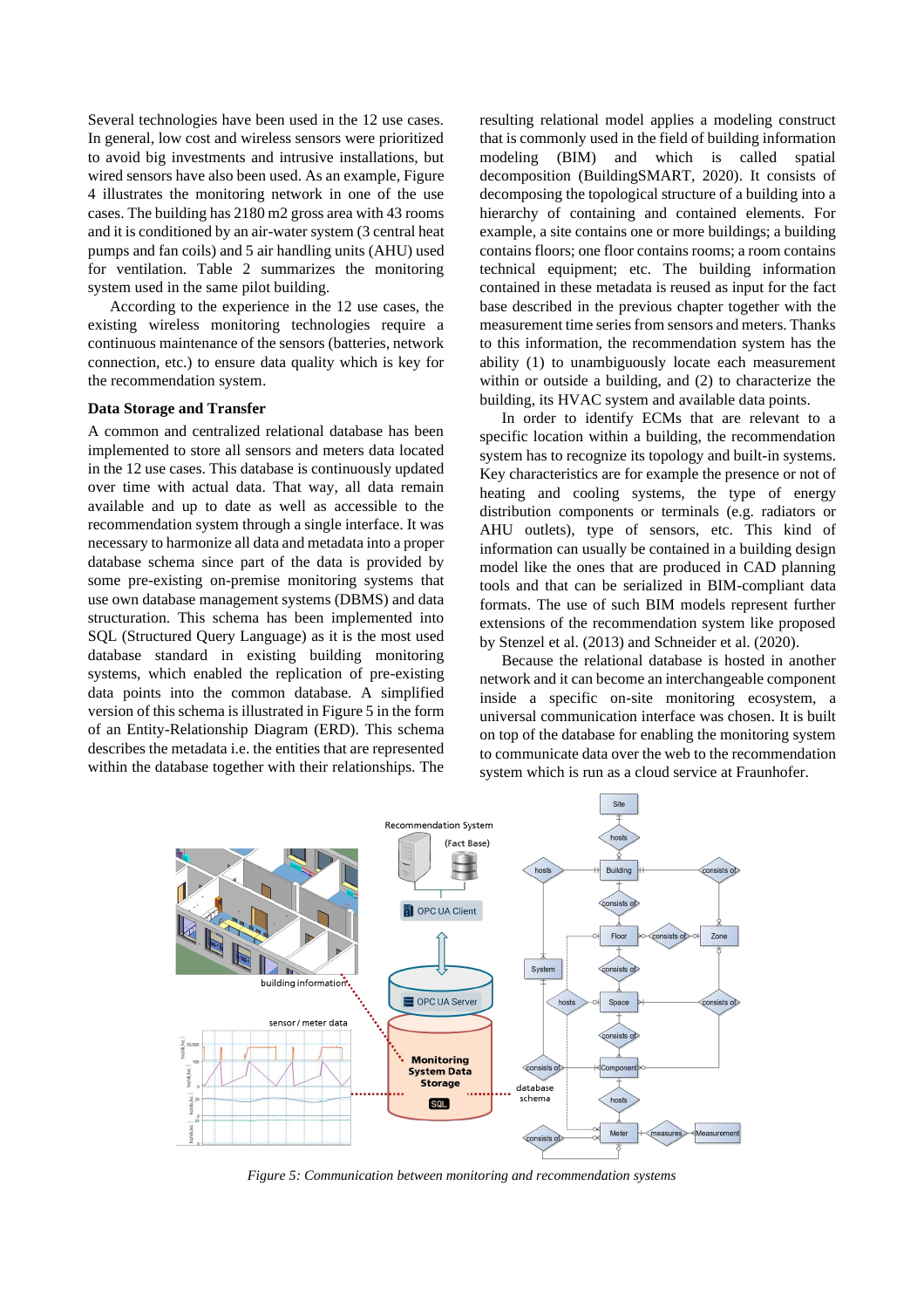Several technologies have been used in the 12 use cases. In general, low cost and wireless sensors were prioritized to avoid big investments and intrusive installations, but wired sensors have also been used. As an example, Figure 4 illustrates the monitoring network in one of the use cases. The building has 2180 m2 gross area with 43 rooms and it is conditioned by an air-water system (3 central heat pumps and fan coils) and 5 air handling units (AHU) used for ventilation. Table 2 summarizes the monitoring system used in the same pilot building.

According to the experience in the 12 use cases, the existing wireless monitoring technologies require a continuous maintenance of the sensors (batteries, network connection, etc.) to ensure data quality which is key for the recommendation system.

**Data Storage and Transfer**

A common and centralized relational database has been implemented to store all sensors and meters data located in the 12 use cases. This database is continuously updated over time with actual data. That way, all data remain available and up to date as well as accessible to the recommendation system through a single interface. It was necessary to harmonize all data and metadata into a proper database schema since part of the data is provided by some pre-existing on-premise monitoring systems that use own database management systems (DBMS) and data structuration. This schema has been implemented into SQL (Structured Query Language) as it is the most used database standard in existing building monitoring systems, which enabled the replication of pre-existing data points into the common database. A simplified version of this schema is illustrated in Figure 5 in the form of an Entity-Relationship Diagram (ERD). This schema describes the metadata i.e. the entities that are represented within the database together with their relationships. The resulting relational model applies a modeling construct that is commonly used in the field of building information modeling (BIM) and which is called spatial decomposition (BuildingSMART, 2020). It consists of decomposing the topological structure of a building into a hierarchy of containing and contained elements. For example, a site contains one or more buildings; a building contains floors; one floor contains rooms; a room contains technical equipment; etc. The building information contained in these metadata is reused as input for the fact base described in the previous chapter together with the measurement time series from sensors and meters. Thanks to this information, the recommendation system has the ability (1) to unambiguously locate each measurement within or outside a building, and (2) to characterize the building, its HVAC system and available data points.

In order to identify ECMs that are relevant to a specific location within a building, the recommendation system has to recognize its topology and built-in systems. Key characteristics are for example the presence or not of heating and cooling systems, the type of energy distribution components or terminals (e.g. radiators or AHU outlets), type of sensors, etc. This kind of information can usually be contained in a building design model like the ones that are produced in CAD planning tools and that can be serialized in BIM-compliant data formats. The use of such BIM models represent further extensions of the recommendation system like proposed by Stenzel et al. (2013) and Schneider et al. (2020).

Because the relational database is hosted in another network and it can become an interchangeable component inside a specific on-site monitoring ecosystem, a universal communication interface was chosen. It is built on top of the database for enabling the monitoring system to communicate data over the web to the recommendation system which is run as a cloud service at Fraunhofer.

*Figure 5: Communication between monitoring and recommendation systems*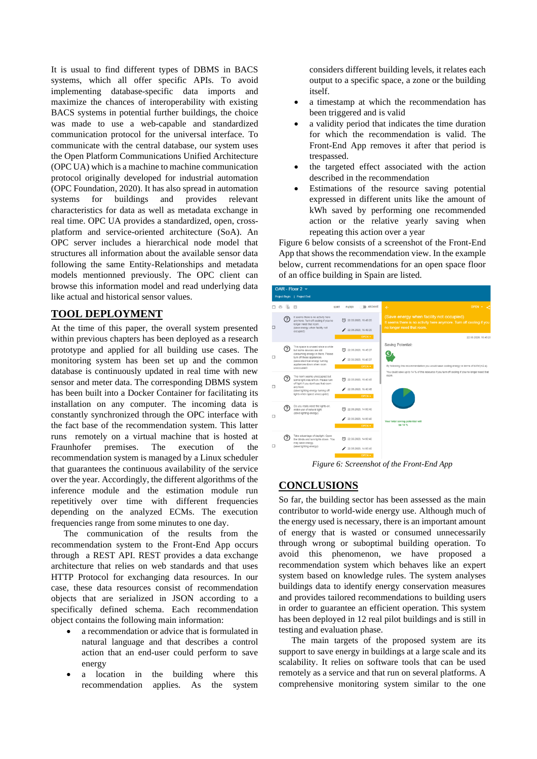It is usual to find different types of DBMS in BACS systems, which all offer specific APIs. To avoid implementing database-specific data imports and maximize the chances of interoperability with existing BACS systems in potential further buildings, the choice was made to use a web-capable and standardized communication protocol for the universal interface. To communicate with the central database, our system uses the Open Platform Communications Unified Architecture (OPC UA) which is a machine to machine communication protocol originally developed for industrial automation (OPC Foundation, 2020). It has also spread in automation systems for buildings and provides relevant characteristics for data as well as metadata exchange in real time. OPC UA provides a standardized, open, cross-platform and service-oriented architecture (SoA). An OPC server includes a hierarchical node model that structures all information about the available sensor data following the same Entity-Relationships and metadata models mentionned previously. The OPC client can browse this information model and read underlying data like actual and historical sensor values.

## TOOL DEPLOYMENT

At the time of this paper, the overall system presented within previous chapters has been deployed as a research prototype and applied for all building use cases. The monitoring system has been set up and the common database is continuously updated in real time with new sensor and meter data. The corresponding DBMS system has been built into a Docker Container for facilitating its installation on any computer. The incoming data is constantly synchronized through the OPC interface with the fact base of the recommendation system. This latter runs remotely on a virtual machine that is hosted at Fraunhofer premises. The execution of the recommendation system is managed by a Linux scheduler that guarantees the continuous availability of the service over the year. Accordingly, the different algorithms of the inference module and the estimation module run repetitively over time with different frequencies depending on the analyzed ECMs. The execution frequencies range from some minutes to one day.

The communication of the results from the recommendation system to the Front-End App occurs through a REST API. REST provides a data exchange architecture that relies on web standards and that uses HTTP Protocol for exchanging data resources. In our case, these data resources consist of recommendation objects that are serialized in JSON according to a specifically defined schema. Each recommendation object contains the following main information:

- a recommendation or advice that is formulated in natural language and that describes a control action that an end-user could perform to save energy
- a location in the building where this recommendation applies. As the system considers different building levels, it relates each output to a specific space, a zone or the building itself.
- a timestamp at which the recommendation has been triggered and is valid
- a validity period that indicates the time duration for which the recommendation is valid. The Front-End App removes it after that period is trespassed.
- the targeted effect associated with the action described in the recommendation
- Estimations of the resource saving potential expressed in different units like the amount of kWh saved by performing one recommended action or the relative yearly saving when repeating this action over a year

Figure 6 below consists of a screenshot of the Front-End App that shows the recommendation view. In the example below, current recommendations for an open space floor of an office building in Spain are listed.

*Figure 6: Screenshot of the Front-End App*

## CONCLUSIONS

So far, the building sector has been assessed as the main contributor to world-wide energy use. Although much of the energy used is necessary, there is an important amount of energy that is wasted or consumed unnecessarily through wrong or suboptimal building operation. To avoid this phenomenon, we have proposed a recommendation system which behaves like an expert system based on knowledge rules. The system analyses buildings data to identify energy conservation measures and provides tailored recommendations to building users in order to guarantee an efficient operation. This system has been deployed in 12 real pilot buildings and is still in testing and evaluation phase.

The main targets of the proposed system are its support to save energy in buildings at a large scale and its scalability. It relies on software tools that can be used remotely as a service and that run on several platforms. A comprehensive monitoring system similar to the one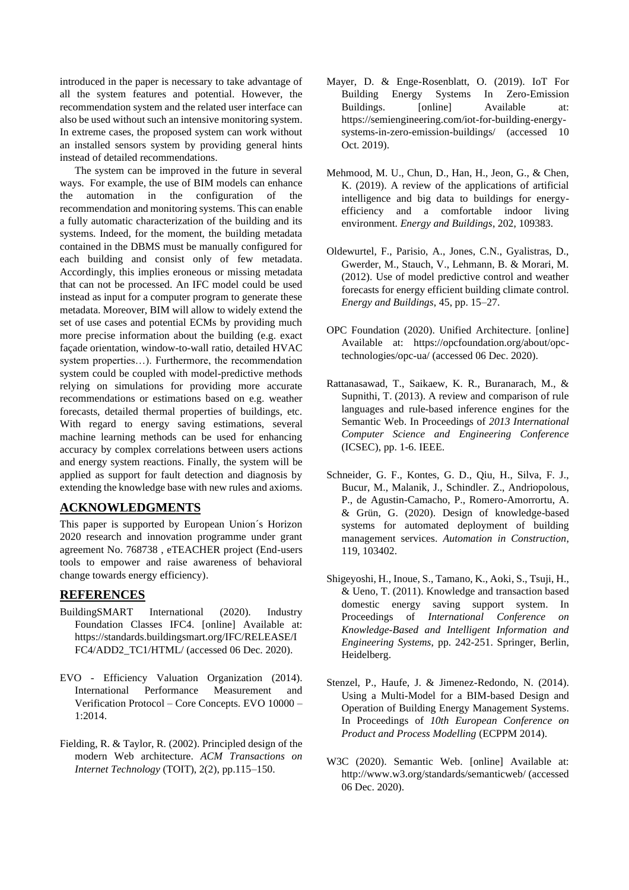introduced in the paper is necessary to take advantage of all the system features and potential. However, the recommendation system and the related user interface can also be used without such an intensive monitoring system. In extreme cases, the proposed system can work without an installed sensors system by providing general hints instead of detailed recommendations.

The system can be improved in the future in several ways. For example, the use of BIM models can enhance the automation in the configuration of the recommendation and monitoring systems. This can enable a fully automatic characterization of the building and its systems. Indeed, for the moment, the building metadata contained in the DBMS must be manually configured for each building and consist only of few metadata. Accordingly, this implies eroneous or missing metadata that can not be processed. An IFC model could be used instead as input for a computer program to generate these metadata. Moreover, BIM will allow to widely extend the set of use cases and potential ECMs by providing much more precise information about the building (e.g. exact façade orientation, window-to-wall ratio, detailed HVAC system properties…). Furthermore, the recommendation system could be coupled with model-predictive methods relying on simulations for providing more accurate recommendations or estimations based on e.g. weather forecasts, detailed thermal properties of buildings, etc. With regard to energy saving estimations, several machine learning methods can be used for enhancing accuracy by complex correlations between users actions and energy system reactions. Finally, the system will be applied as support for fault detection and diagnosis by extending the knowledge base with new rules and axioms.

## ACKNOWLEDGMENTS

This paper is supported by European Union´s Horizon 2020 research and innovation programme under grant agreement No. 768738 , eTEACHER project (End-users tools to empower and raise awareness of behavioral change towards energy efficiency).

## REFERENCES

BuildingSMART International (2020). Industry Foundation Classes IFC4. [online] Available at: https://standards.buildingsmart.org/IFC/RELEASE/IFC4/ADD2_TC1/HTML/ (accessed 06 Dec. 2020).

EVO - Efficiency Valuation Organization (2014). International Performance Measurement and Verification Protocol – Core Concepts. EVO 10000 – 1:2014.

Fielding, R. & Taylor, R. (2002). Principled design of the modern Web architecture. *ACM Transactions on Internet Technology* (TOIT), 2(2), pp.115–150.

Mayer, D. & Enge-Rosenblatt, O. (2019). IoT For Building Energy Systems In Zero-Emission Buildings. [online] Available at: https://semiengineering.com/iot-for-building-energy-systems-in-zero-emission-buildings/ (accessed 10 Oct. 2019).

Mehmood, M. U., Chun, D., Han, H., Jeon, G., & Chen, K. (2019). A review of the applications of artificial intelligence and big data to buildings for energy-efficiency and a comfortable indoor living environment. *Energy and Buildings*, 202, 109383.

Oldewurtel, F., Parisio, A., Jones, C.N., Gyalistras, D., Gwerder, M., Stauch, V., Lehmann, B. & Morari, M. (2012). Use of model predictive control and weather forecasts for energy efficient building climate control. *Energy and Buildings*, 45, pp. 15–27.

OPC Foundation (2020). Unified Architecture. [online] Available at: https://opcfoundation.org/about/opc-technologies/opc-ua/ (accessed 06 Dec. 2020).

Rattanasawad, T., Saikaew, K. R., Buranarach, M., & Supnithi, T. (2013). A review and comparison of rule languages and rule-based inference engines for the Semantic Web. In Proceedings of *2013 International Computer Science and Engineering Conference* (ICSEC), pp. 1-6. IEEE.

Schneider, G. F., Kontes, G. D., Qiu, H., Silva, F. J., Bucur, M., Malanik, J., Schindler. Z., Andriopolous, P., de Agustin-Camacho, P., Romero-Amorrortu, A. & Grün, G. (2020). Design of knowledge-based systems for automated deployment of building management services. *Automation in Construction*, 119, 103402.

Shigeyoshi, H., Inoue, S., Tamano, K., Aoki, S., Tsuji, H., & Ueno, T. (2011). Knowledge and transaction based domestic energy saving support system. In Proceedings of *International Conference on Knowledge-Based and Intelligent Information and Engineering Systems*, pp. 242-251. Springer, Berlin, Heidelberg.

Stenzel, P., Haufe, J. & Jimenez-Redondo, N. (2014). Using a Multi-Model for a BIM-based Design and Operation of Building Energy Management Systems. In Proceedings of *10th European Conference on Product and Process Modelling* (ECPPM 2014).

W3C (2020). Semantic Web. [online] Available at: http://www.w3.org/standards/semanticweb/ (accessed 06 Dec. 2020).